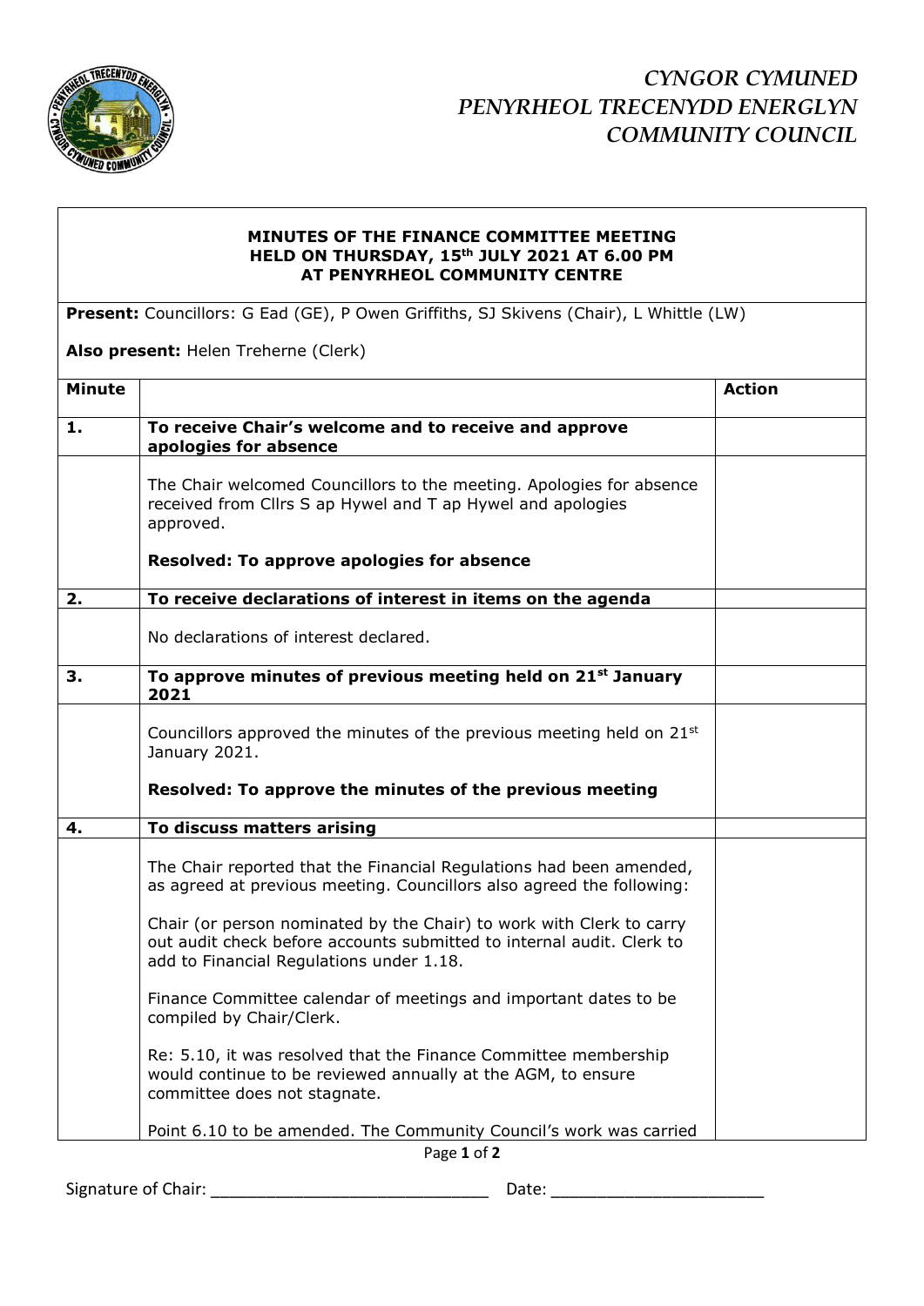*CYNGOR CYMUNED*
*PENYRHEOL TRECENYDD ENERGLYN*
*COMMUNITY COUNCIL*

**MINUTES OF THE FINANCE COMMITTEE MEETING**
**HELD ON THURSDAY, 15th JULY 2021 AT 6.00 PM**
**AT PENYRHEOL COMMUNITY CENTRE**

**Present:** Councillors: G Ead (GE), P Owen Griffiths, SJ Skivens (Chair), L Whittle (LW)

**Also present:** Helen Treherne (Clerk)

| Minute | | Action |
|---|---|---|
| **1.** | **To receive Chair's welcome and to receive and approve apologies for absence** | |
| | The Chair welcomed Councillors to the meeting. Apologies for absence received from Cllrs S ap Hywel and T ap Hywel and apologies approved.<br><br>**Resolved: To approve apologies for absence** | |
| **2.** | **To receive declarations of interest in items on the agenda** | |
| | No declarations of interest declared. | |
| **3.** | **To approve minutes of previous meeting held on 21st January 2021** | |
| | Councillors approved the minutes of the previous meeting held on 21st January 2021.<br><br>**Resolved: To approve the minutes of the previous meeting** | |
| **4.** | **To discuss matters arising** | |
| | The Chair reported that the Financial Regulations had been amended, as agreed at previous meeting. Councillors also agreed the following:<br><br>Chair (or person nominated by the Chair) to work with Clerk to carry out audit check before accounts submitted to internal audit. Clerk to add to Financial Regulations under 1.18.<br><br>Finance Committee calendar of meetings and important dates to be compiled by Chair/Clerk.<br><br>Re: 5.10, it was resolved that the Finance Committee membership would continue to be reviewed annually at the AGM, to ensure committee does not stagnate.<br><br>Point 6.10 to be amended. The Community Council's work was carried | |

Signature of Chair: ______________________________ Date: _______________________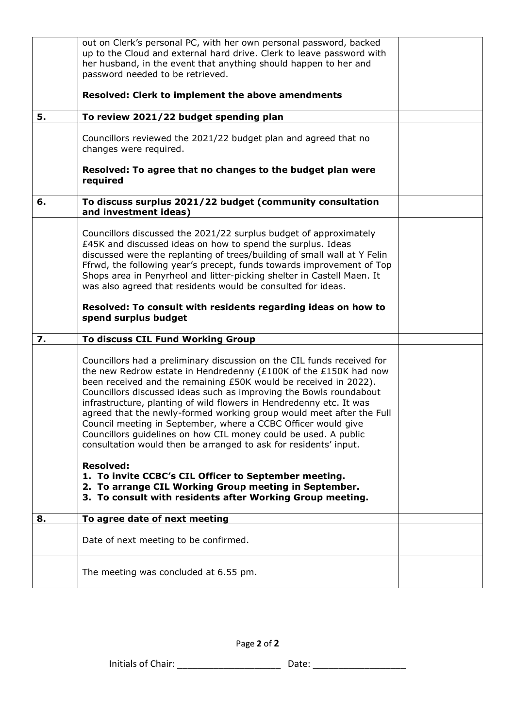| | | |
|---|---|---|
| | out on Clerk's personal PC, with her own personal password, backed up to the Cloud and external hard drive. Clerk to leave password with her husband, in the event that anything should happen to her and password needed to be retrieved.<br><br>**Resolved: Clerk to implement the above amendments** | |
| **5.** | **To review 2021/22 budget spending plan** | |
| | Councillors reviewed the 2021/22 budget plan and agreed that no changes were required.<br><br>**Resolved: To agree that no changes to the budget plan were required** | |
| **6.** | **To discuss surplus 2021/22 budget (community consultation and investment ideas)** | |
| | Councillors discussed the 2021/22 surplus budget of approximately £45K and discussed ideas on how to spend the surplus. Ideas discussed were the replanting of trees/building of small wall at Y Felin Ffrwd, the following year's precept, funds towards improvement of Top Shops area in Penyrheol and litter-picking shelter in Castell Maen. It was also agreed that residents would be consulted for ideas.<br><br>**Resolved: To consult with residents regarding ideas on how to spend surplus budget** | |
| **7.** | **To discuss CIL Fund Working Group** | |
| | Councillors had a preliminary discussion on the CIL funds received for the new Redrow estate in Hendredenny (£100K of the £150K had now been received and the remaining £50K would be received in 2022). Councillors discussed ideas such as improving the Bowls roundabout infrastructure, planting of wild flowers in Hendredenny etc. It was agreed that the newly-formed working group would meet after the Full Council meeting in September, where a CCBC Officer would give Councillors guidelines on how CIL money could be used. A public consultation would then be arranged to ask for residents' input.<br><br>**Resolved:**<br>**1. To invite CCBC's CIL Officer to September meeting.**<br>**2. To arrange CIL Working Group meeting in September.**<br>**3. To consult with residents after Working Group meeting.** | |
| **8.** | **To agree date of next meeting** | |
| | Date of next meeting to be confirmed. | |
| | The meeting was concluded at 6.55 pm. | |

Initials of Chair: ____________________ Date: __________________